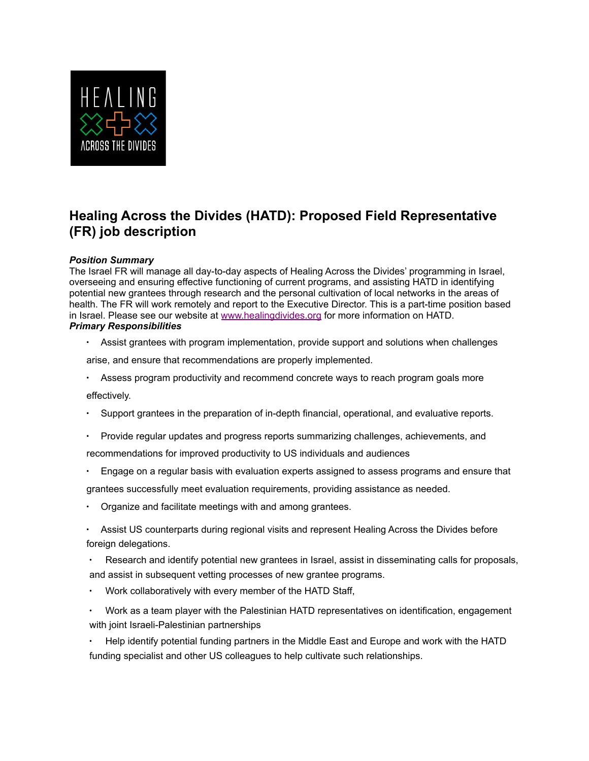# Healing Across the Divides (HATD): Proposed Field Representative (FR) job description

***Position Summary***

The Israel FR will manage all day-to-day aspects of Healing Across the Divides' programming in Israel, overseeing and ensuring effective functioning of current programs, and assisting HATD in identifying potential new grantees through research and the personal cultivation of local networks in the areas of health. The FR will work remotely and report to the Executive Director. This is a part-time position based in Israel. Please see our website at [www.healingdivides.org](http://www.healingdivides.org) for more information on HATD.

***Primary Responsibilities***

- Assist grantees with program implementation, provide support and solutions when challenges arise, and ensure that recommendations are properly implemented.
- Assess program productivity and recommend concrete ways to reach program goals more effectively.
- Support grantees in the preparation of in-depth financial, operational, and evaluative reports.
- Provide regular updates and progress reports summarizing challenges, achievements, and recommendations for improved productivity to US individuals and audiences
- Engage on a regular basis with evaluation experts assigned to assess programs and ensure that grantees successfully meet evaluation requirements, providing assistance as needed.
- Organize and facilitate meetings with and among grantees.
- Assist US counterparts during regional visits and represent Healing Across the Divides before foreign delegations.
- Research and identify potential new grantees in Israel, assist in disseminating calls for proposals, and assist in subsequent vetting processes of new grantee programs.
- Work collaboratively with every member of the HATD Staff,
- Work as a team player with the Palestinian HATD representatives on identification, engagement with joint Israeli-Palestinian partnerships
- Help identify potential funding partners in the Middle East and Europe and work with the HATD funding specialist and other US colleagues to help cultivate such relationships.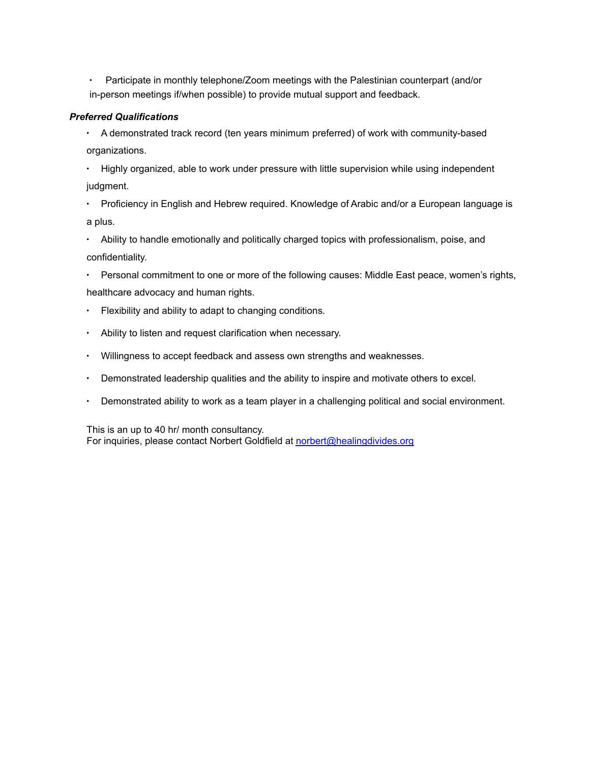- Participate in monthly telephone/Zoom meetings with the Palestinian counterpart (and/or in-person meetings if/when possible) to provide mutual support and feedback.

***Preferred Qualifications***

- A demonstrated track record (ten years minimum preferred) of work with community-based organizations.
- Highly organized, able to work under pressure with little supervision while using independent judgment.
- Proficiency in English and Hebrew required. Knowledge of Arabic and/or a European language is a plus.
- Ability to handle emotionally and politically charged topics with professionalism, poise, and confidentiality.
- Personal commitment to one or more of the following causes: Middle East peace, women's rights, healthcare advocacy and human rights.
- Flexibility and ability to adapt to changing conditions.
- Ability to listen and request clarification when necessary.
- Willingness to accept feedback and assess own strengths and weaknesses.
- Demonstrated leadership qualities and the ability to inspire and motivate others to excel.
- Demonstrated ability to work as a team player in a challenging political and social environment.

This is an up to 40 hr/ month consultancy.
For inquiries, please contact Norbert Goldfield at norbert@healingdivides.org